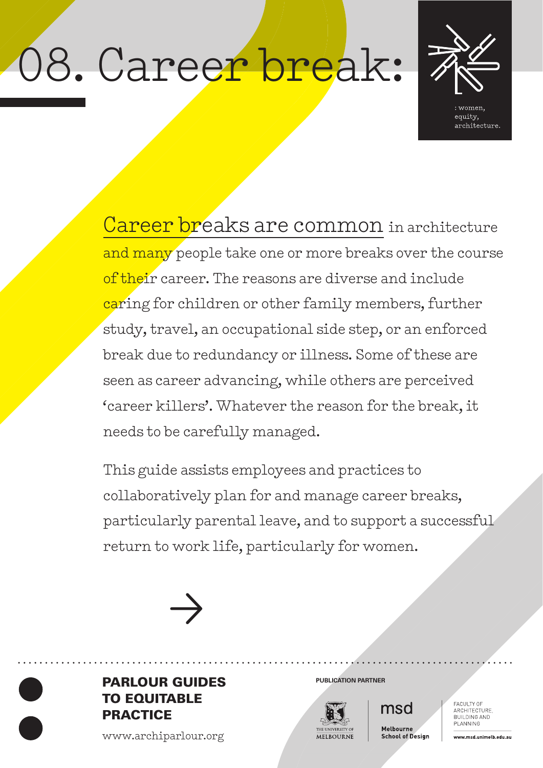# 08. Career break:

: women, equity, architecture.

Career breaks are common in architecture and many people take one or more breaks over the course of their career. The reasons are diverse and include caring for children or other family members, further study, travel, an occupational side step, or an enforced break due to redundancy or illness. Some of these are seen as career advancing, while others are perceived 'career killers'. Whatever the reason for the break, it needs to be carefully managed.

This guide assists employees and practices to collaboratively plan for and manage career breaks, particularly parental leave, and to support a successful return to work life, particularly for women.

→

**PARLOUR GUIDES TO EQUITABLE PRACTICE**

www.archiparlour.org

**PUBLICATION PARTNER**

THE UNIVERSITY OF MELBOURNE

msd Melbourne School of Design

FACULTY OF ARCHITECTURE, BUILDING AND PLANNING

www.msd.unimelb.edu.au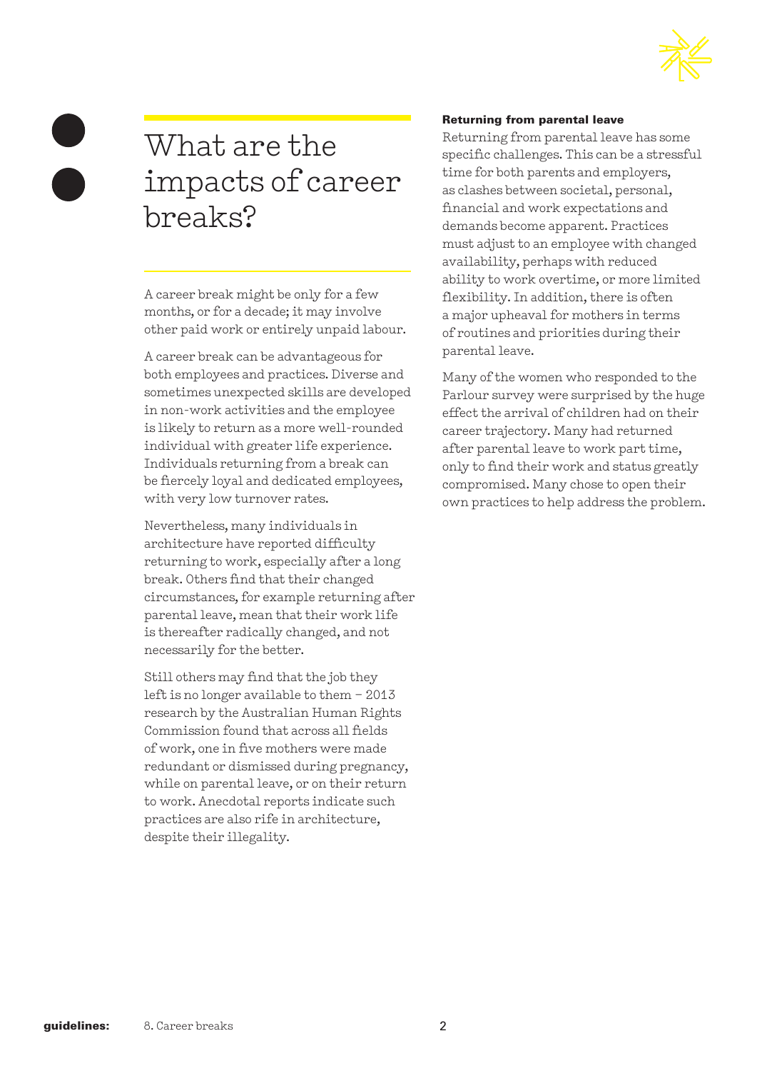# What are the impacts of career breaks?

A career break might be only for a few months, or for a decade; it may involve other paid work or entirely unpaid labour.

A career break can be advantageous for both employees and practices. Diverse and sometimes unexpected skills are developed in non-work activities and the employee is likely to return as a more well-rounded individual with greater life experience. Individuals returning from a break can be fiercely loyal and dedicated employees, with very low turnover rates.

Nevertheless, many individuals in architecture have reported difficulty returning to work, especially after a long break. Others find that their changed circumstances, for example returning after parental leave, mean that their work life is thereafter radically changed, and not necessarily for the better.

Still others may find that the job they left is no longer available to them – 2013 research by the Australian Human Rights Commission found that across all fields of work, one in five mothers were made redundant or dismissed during pregnancy, while on parental leave, or on their return to work. Anecdotal reports indicate such practices are also rife in architecture, despite their illegality.

**Returning from parental leave**

Returning from parental leave has some specific challenges. This can be a stressful time for both parents and employers, as clashes between societal, personal, financial and work expectations and demands become apparent. Practices must adjust to an employee with changed availability, perhaps with reduced ability to work overtime, or more limited flexibility. In addition, there is often a major upheaval for mothers in terms of routines and priorities during their parental leave.

Many of the women who responded to the Parlour survey were surprised by the huge effect the arrival of children had on their career trajectory. Many had returned after parental leave to work part time, only to find their work and status greatly compromised. Many chose to open their own practices to help address the problem.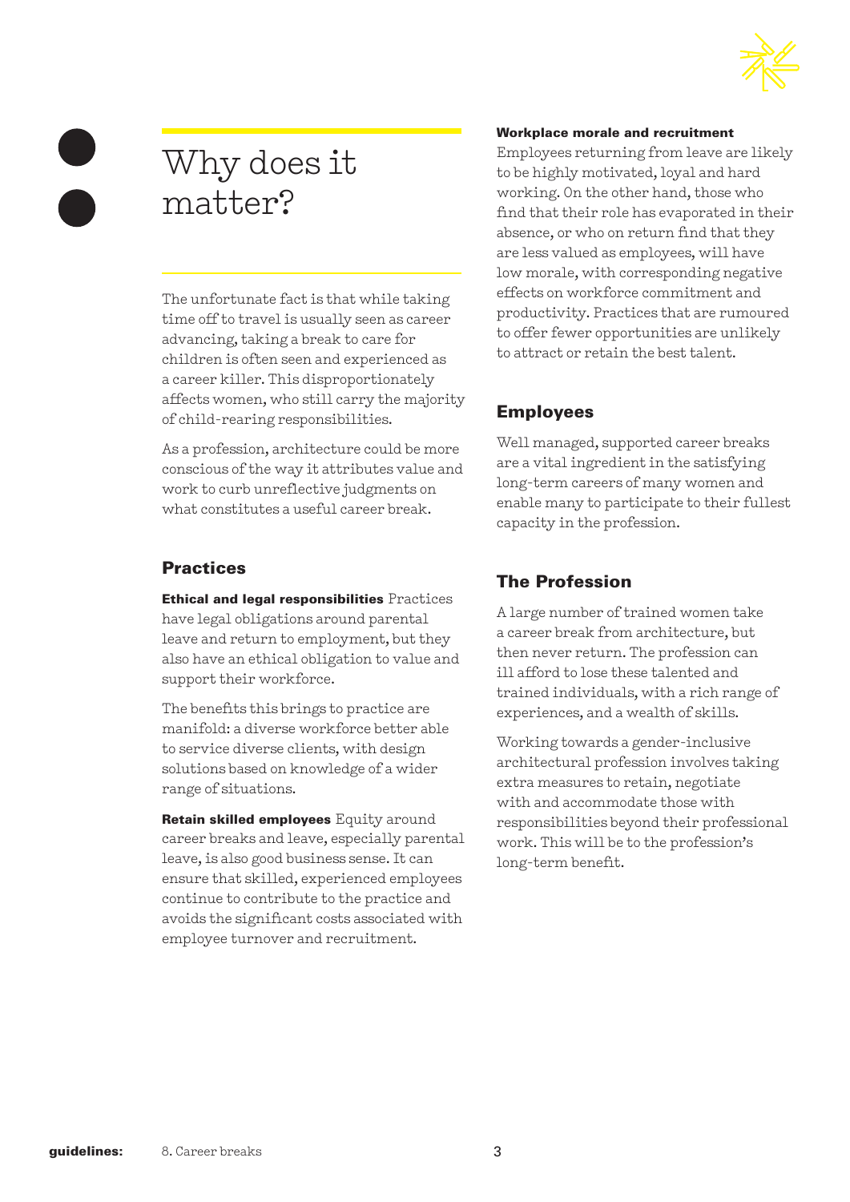# Why does it matter?

The unfortunate fact is that while taking time off to travel is usually seen as career advancing, taking a break to care for children is often seen and experienced as a career killer. This disproportionately affects women, who still carry the majority of child-rearing responsibilities.

As a profession, architecture could be more conscious of the way it attributes value and work to curb unreflective judgments on what constitutes a useful career break.

## Practices

**Ethical and legal responsibilities** Practices have legal obligations around parental leave and return to employment, but they also have an ethical obligation to value and support their workforce.

The benefits this brings to practice are manifold: a diverse workforce better able to service diverse clients, with design solutions based on knowledge of a wider range of situations.

**Retain skilled employees** Equity around career breaks and leave, especially parental leave, is also good business sense. It can ensure that skilled, experienced employees continue to contribute to the practice and avoids the significant costs associated with employee turnover and recruitment.

**Workplace morale and recruitment** Employees returning from leave are likely to be highly motivated, loyal and hard working. On the other hand, those who find that their role has evaporated in their absence, or who on return find that they are less valued as employees, will have low morale, with corresponding negative effects on workforce commitment and productivity. Practices that are rumoured to offer fewer opportunities are unlikely to attract or retain the best talent.

## Employees

Well managed, supported career breaks are a vital ingredient in the satisfying long-term careers of many women and enable many to participate to their fullest capacity in the profession.

## The Profession

A large number of trained women take a career break from architecture, but then never return. The profession can ill afford to lose these talented and trained individuals, with a rich range of experiences, and a wealth of skills.

Working towards a gender-inclusive architectural profession involves taking extra measures to retain, negotiate with and accommodate those with responsibilities beyond their professional work. This will be to the profession's long-term benefit.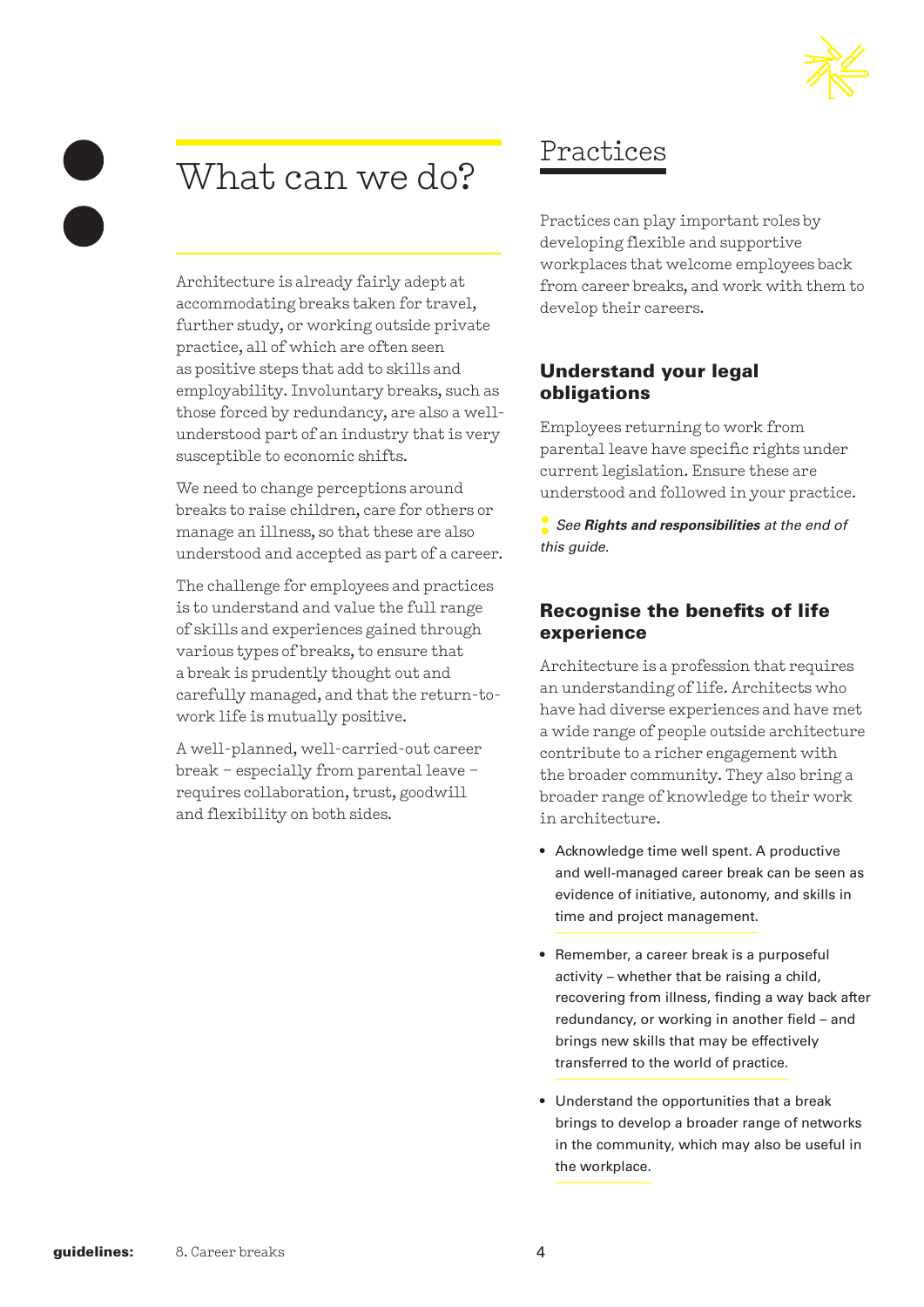# What can we do?

Architecture is already fairly adept at accommodating breaks taken for travel, further study, or working outside private practice, all of which are often seen as positive steps that add to skills and employability. Involuntary breaks, such as those forced by redundancy, are also a well-understood part of an industry that is very susceptible to economic shifts.

We need to change perceptions around breaks to raise children, care for others or manage an illness, so that these are also understood and accepted as part of a career.

The challenge for employees and practices is to understand and value the full range of skills and experiences gained through various types of breaks, to ensure that a break is prudently thought out and carefully managed, and that the return-to-work life is mutually positive.

A well-planned, well-carried-out career break – especially from parental leave – requires collaboration, trust, goodwill and flexibility on both sides.

## Practices

Practices can play important roles by developing flexible and supportive workplaces that welcome employees back from career breaks, and work with them to develop their careers.

### Understand your legal obligations

Employees returning to work from parental leave have specific rights under current legislation. Ensure these are understood and followed in your practice.

*See **Rights and responsibilities** at the end of this guide.*

### Recognise the benefits of life experience

Architecture is a profession that requires an understanding of life. Architects who have had diverse experiences and have met a wide range of people outside architecture contribute to a richer engagement with the broader community. They also bring a broader range of knowledge to their work in architecture.

- Acknowledge time well spent. A productive and well-managed career break can be seen as evidence of initiative, autonomy, and skills in time and project management.
- Remember, a career break is a purposeful activity – whether that be raising a child, recovering from illness, finding a way back after redundancy, or working in another field – and brings new skills that may be effectively transferred to the world of practice.
- Understand the opportunities that a break brings to develop a broader range of networks in the community, which may also be useful in the workplace.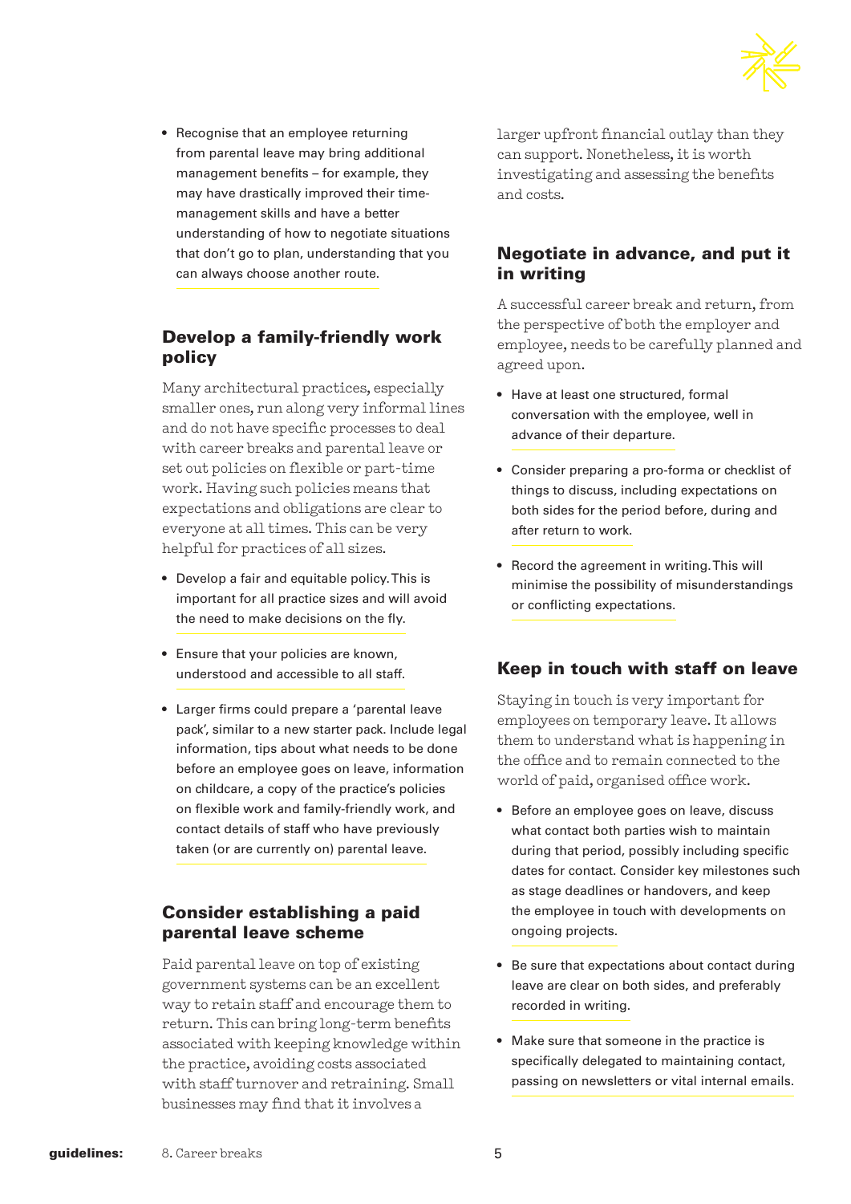- Recognise that an employee returning from parental leave may bring additional management benefits – for example, they may have drastically improved their time-management skills and have a better understanding of how to negotiate situations that don't go to plan, understanding that you can always choose another route.

## Develop a family-friendly work policy

Many architectural practices, especially smaller ones, run along very informal lines and do not have specific processes to deal with career breaks and parental leave or set out policies on flexible or part-time work. Having such policies means that expectations and obligations are clear to everyone at all times. This can be very helpful for practices of all sizes.

- Develop a fair and equitable policy. This is important for all practice sizes and will avoid the need to make decisions on the fly.
- Ensure that your policies are known, understood and accessible to all staff.
- Larger firms could prepare a 'parental leave pack', similar to a new starter pack. Include legal information, tips about what needs to be done before an employee goes on leave, information on childcare, a copy of the practice's policies on flexible work and family-friendly work, and contact details of staff who have previously taken (or are currently on) parental leave.

## Consider establishing a paid parental leave scheme

Paid parental leave on top of existing government systems can be an excellent way to retain staff and encourage them to return. This can bring long-term benefits associated with keeping knowledge within the practice, avoiding costs associated with staff turnover and retraining. Small businesses may find that it involves a larger upfront financial outlay than they can support. Nonetheless, it is worth investigating and assessing the benefits and costs.

## Negotiate in advance, and put it in writing

A successful career break and return, from the perspective of both the employer and employee, needs to be carefully planned and agreed upon.

- Have at least one structured, formal conversation with the employee, well in advance of their departure.
- Consider preparing a pro-forma or checklist of things to discuss, including expectations on both sides for the period before, during and after return to work.
- Record the agreement in writing. This will minimise the possibility of misunderstandings or conflicting expectations.

## Keep in touch with staff on leave

Staying in touch is very important for employees on temporary leave. It allows them to understand what is happening in the office and to remain connected to the world of paid, organised office work.

- Before an employee goes on leave, discuss what contact both parties wish to maintain during that period, possibly including specific dates for contact. Consider key milestones such as stage deadlines or handovers, and keep the employee in touch with developments on ongoing projects.
- Be sure that expectations about contact during leave are clear on both sides, and preferably recorded in writing.
- Make sure that someone in the practice is specifically delegated to maintaining contact, passing on newsletters or vital internal emails.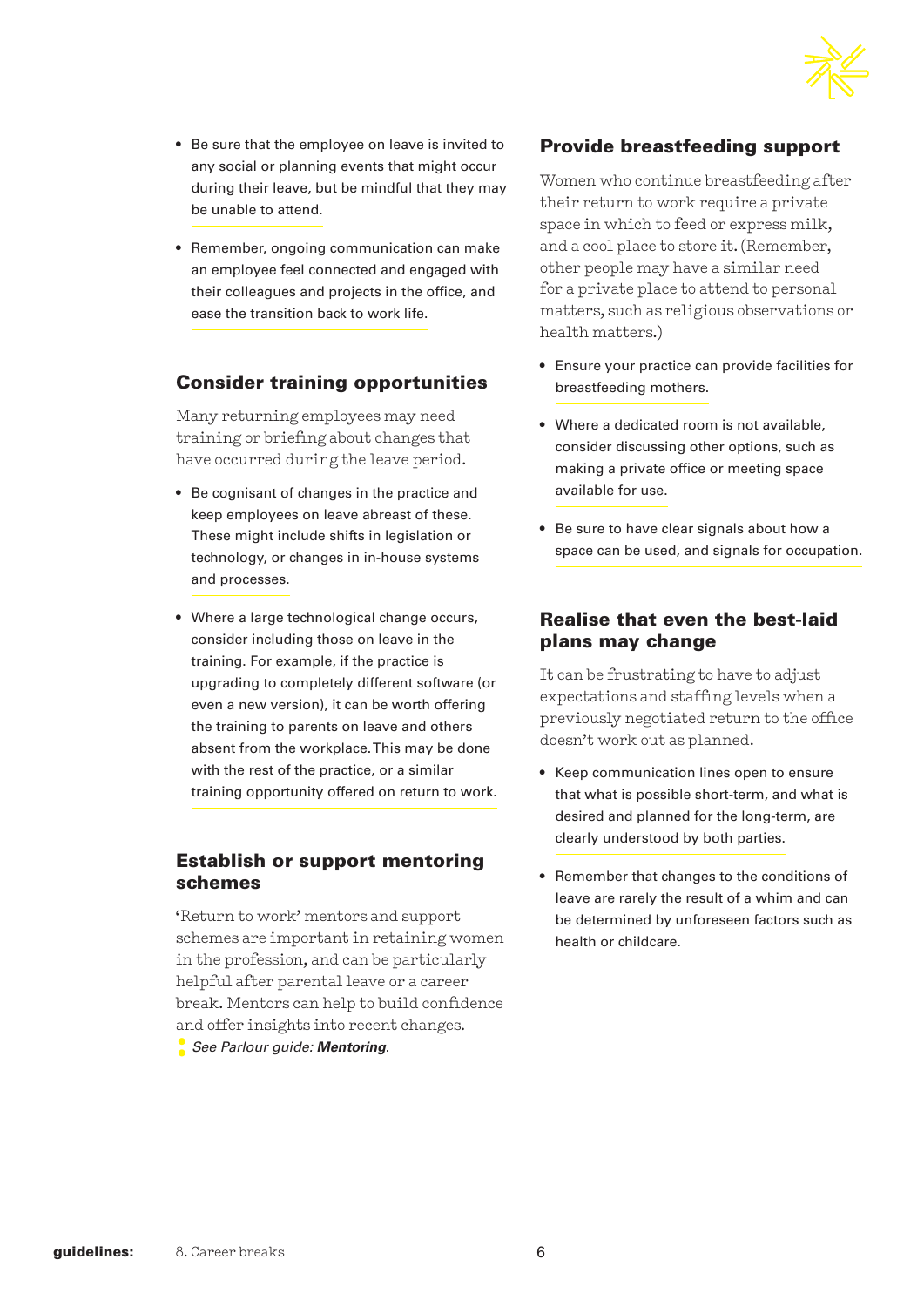- Be sure that the employee on leave is invited to any social or planning events that might occur during their leave, but be mindful that they may be unable to attend.

- Remember, ongoing communication can make an employee feel connected and engaged with their colleagues and projects in the office, and ease the transition back to work life.

## Consider training opportunities

Many returning employees may need training or briefing about changes that have occurred during the leave period.

- Be cognisant of changes in the practice and keep employees on leave abreast of these. These might include shifts in legislation or technology, or changes in in-house systems and processes.

- Where a large technological change occurs, consider including those on leave in the training. For example, if the practice is upgrading to completely different software (or even a new version), it can be worth offering the training to parents on leave and others absent from the workplace. This may be done with the rest of the practice, or a similar training opportunity offered on return to work.

## Establish or support mentoring schemes

'Return to work' mentors and support schemes are important in retaining women in the profession, and can be particularly helpful after parental leave or a career break. Mentors can help to build confidence and offer insights into recent changes.

*See Parlour guide:* ***Mentoring****.*

## Provide breastfeeding support

Women who continue breastfeeding after their return to work require a private space in which to feed or express milk, and a cool place to store it. (Remember, other people may have a similar need for a private place to attend to personal matters, such as religious observations or health matters.)

- Ensure your practice can provide facilities for breastfeeding mothers.

- Where a dedicated room is not available, consider discussing other options, such as making a private office or meeting space available for use.

- Be sure to have clear signals about how a space can be used, and signals for occupation.

## Realise that even the best-laid plans may change

It can be frustrating to have to adjust expectations and staffing levels when a previously negotiated return to the office doesn't work out as planned.

- Keep communication lines open to ensure that what is possible short-term, and what is desired and planned for the long-term, are clearly understood by both parties.

- Remember that changes to the conditions of leave are rarely the result of a whim and can be determined by unforeseen factors such as health or childcare.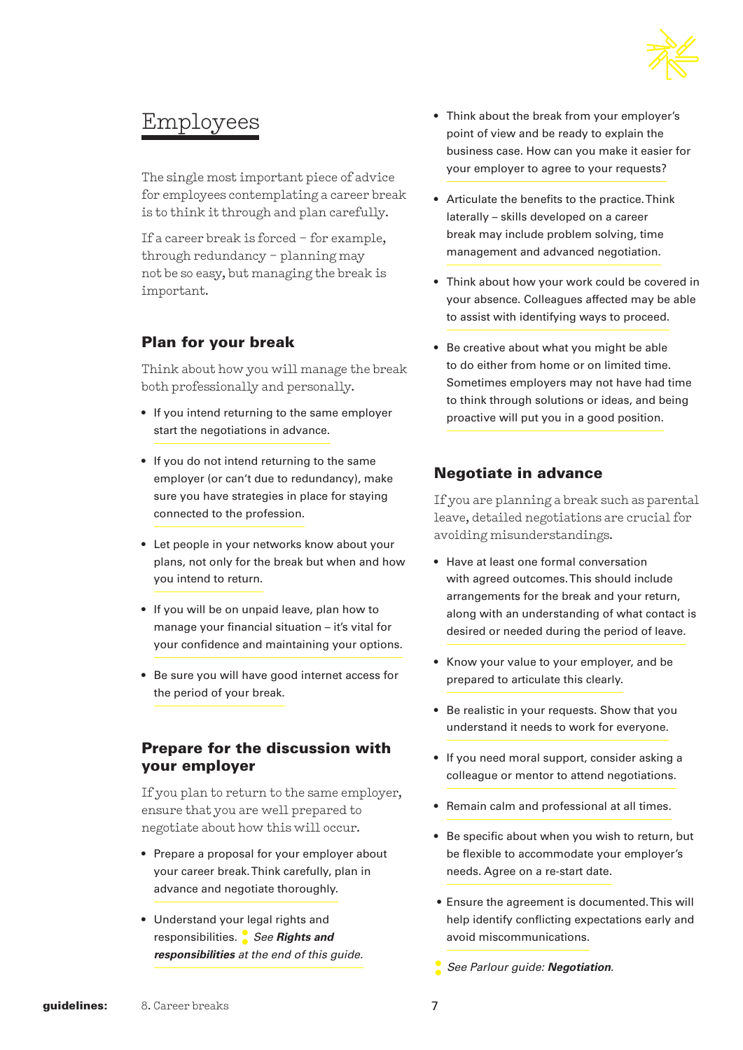# Employees

The single most important piece of advice for employees contemplating a career break is to think it through and plan carefully.

If a career break is forced – for example, through redundancy – planning may not be so easy, but managing the break is important.

## Plan for your break

Think about how you will manage the break both professionally and personally.

- If you intend returning to the same employer start the negotiations in advance.
- If you do not intend returning to the same employer (or can't due to redundancy), make sure you have strategies in place for staying connected to the profession.
- Let people in your networks know about your plans, not only for the break but when and how you intend to return.
- If you will be on unpaid leave, plan how to manage your financial situation – it's vital for your confidence and maintaining your options.
- Be sure you will have good internet access for the period of your break.

## Prepare for the discussion with your employer

If you plan to return to the same employer, ensure that you are well prepared to negotiate about how this will occur.

- Prepare a proposal for your employer about your career break. Think carefully, plan in advance and negotiate thoroughly.
- Understand your legal rights and responsibilities. *See **Rights and responsibilities** at the end of this guide.*
- Think about the break from your employer's point of view and be ready to explain the business case. How can you make it easier for your employer to agree to your requests?
- Articulate the benefits to the practice. Think laterally – skills developed on a career break may include problem solving, time management and advanced negotiation.
- Think about how your work could be covered in your absence. Colleagues affected may be able to assist with identifying ways to proceed.
- Be creative about what you might be able to do either from home or on limited time. Sometimes employers may not have had time to think through solutions or ideas, and being proactive will put you in a good position.

## Negotiate in advance

If you are planning a break such as parental leave, detailed negotiations are crucial for avoiding misunderstandings.

- Have at least one formal conversation with agreed outcomes. This should include arrangements for the break and your return, along with an understanding of what contact is desired or needed during the period of leave.
- Know your value to your employer, and be prepared to articulate this clearly.
- Be realistic in your requests. Show that you understand it needs to work for everyone.
- If you need moral support, consider asking a colleague or mentor to attend negotiations.
- Remain calm and professional at all times.
- Be specific about when you wish to return, but be flexible to accommodate your employer's needs. Agree on a re-start date.
- Ensure the agreement is documented. This will help identify conflicting expectations early and avoid miscommunications.

*See Parlour guide: **Negotiation**.*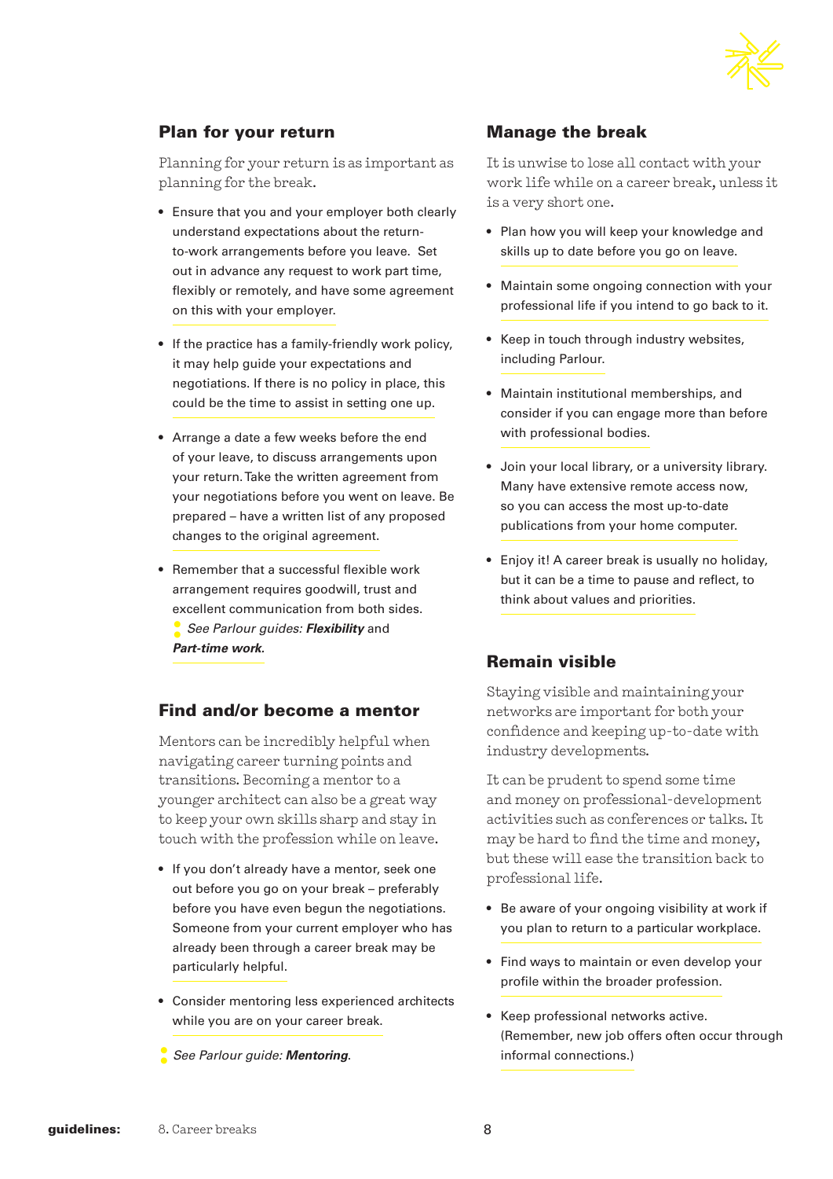## Plan for your return

Planning for your return is as important as planning for the break.

- Ensure that you and your employer both clearly understand expectations about the return-to-work arrangements before you leave. Set out in advance any request to work part time, flexibly or remotely, and have some agreement on this with your employer.
- If the practice has a family-friendly work policy, it may help guide your expectations and negotiations. If there is no policy in place, this could be the time to assist in setting one up.
- Arrange a date a few weeks before the end of your leave, to discuss arrangements upon your return. Take the written agreement from your negotiations before you went on leave. Be prepared – have a written list of any proposed changes to the original agreement.
- Remember that a successful flexible work arrangement requires goodwill, trust and excellent communication from both sides. *See Parlour guides: **Flexibility*** and ***Part-time work***.

## Find and/or become a mentor

Mentors can be incredibly helpful when navigating career turning points and transitions. Becoming a mentor to a younger architect can also be a great way to keep your own skills sharp and stay in touch with the profession while on leave.

- If you don't already have a mentor, seek one out before you go on your break – preferably before you have even begun the negotiations. Someone from your current employer who has already been through a career break may be particularly helpful.
- Consider mentoring less experienced architects while you are on your career break.

*See Parlour guide: **Mentoring***.

## Manage the break

It is unwise to lose all contact with your work life while on a career break, unless it is a very short one.

- Plan how you will keep your knowledge and skills up to date before you go on leave.
- Maintain some ongoing connection with your professional life if you intend to go back to it.
- Keep in touch through industry websites, including Parlour.
- Maintain institutional memberships, and consider if you can engage more than before with professional bodies.
- Join your local library, or a university library. Many have extensive remote access now, so you can access the most up-to-date publications from your home computer.
- Enjoy it! A career break is usually no holiday, but it can be a time to pause and reflect, to think about values and priorities.

## Remain visible

Staying visible and maintaining your networks are important for both your confidence and keeping up-to-date with industry developments.

It can be prudent to spend some time and money on professional-development activities such as conferences or talks. It may be hard to find the time and money, but these will ease the transition back to professional life.

- Be aware of your ongoing visibility at work if you plan to return to a particular workplace.
- Find ways to maintain or even develop your profile within the broader profession.
- Keep professional networks active. (Remember, new job offers often occur through informal connections.)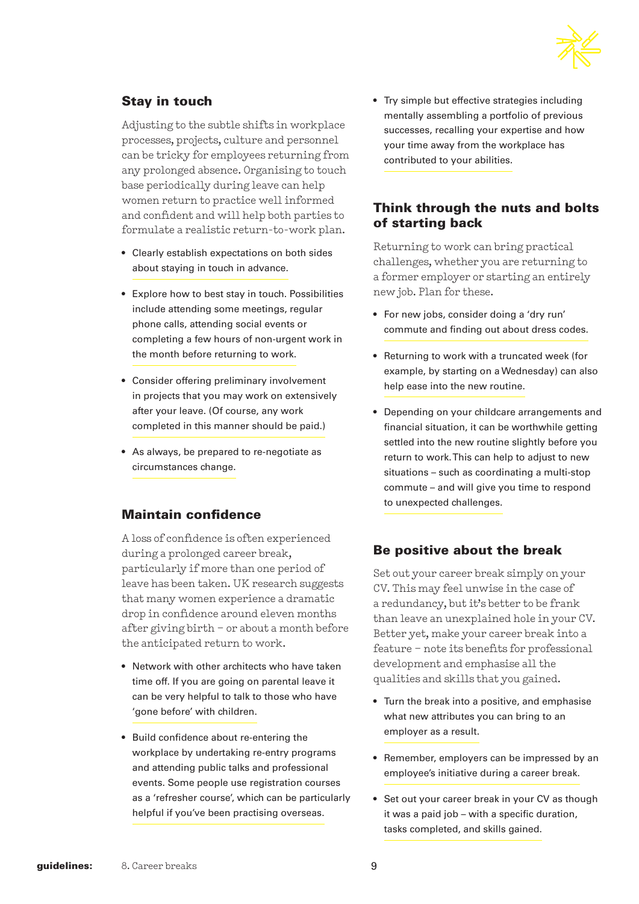## Stay in touch

Adjusting to the subtle shifts in workplace processes, projects, culture and personnel can be tricky for employees returning from any prolonged absence. Organising to touch base periodically during leave can help women return to practice well informed and confident and will help both parties to formulate a realistic return-to-work plan.

- Clearly establish expectations on both sides about staying in touch in advance.
- Explore how to best stay in touch. Possibilities include attending some meetings, regular phone calls, attending social events or completing a few hours of non-urgent work in the month before returning to work.
- Consider offering preliminary involvement in projects that you may work on extensively after your leave. (Of course, any work completed in this manner should be paid.)
- As always, be prepared to re-negotiate as circumstances change.

## Maintain confidence

A loss of confidence is often experienced during a prolonged career break, particularly if more than one period of leave has been taken. UK research suggests that many women experience a dramatic drop in confidence around eleven months after giving birth – or about a month before the anticipated return to work.

- Network with other architects who have taken time off. If you are going on parental leave it can be very helpful to talk to those who have 'gone before' with children.
- Build confidence about re-entering the workplace by undertaking re-entry programs and attending public talks and professional events. Some people use registration courses as a 'refresher course', which can be particularly helpful if you've been practising overseas.
- Try simple but effective strategies including mentally assembling a portfolio of previous successes, recalling your expertise and how your time away from the workplace has contributed to your abilities.

## Think through the nuts and bolts of starting back

Returning to work can bring practical challenges, whether you are returning to a former employer or starting an entirely new job. Plan for these.

- For new jobs, consider doing a 'dry run' commute and finding out about dress codes.
- Returning to work with a truncated week (for example, by starting on a Wednesday) can also help ease into the new routine.
- Depending on your childcare arrangements and financial situation, it can be worthwhile getting settled into the new routine slightly before you return to work. This can help to adjust to new situations – such as coordinating a multi-stop commute – and will give you time to respond to unexpected challenges.

## Be positive about the break

Set out your career break simply on your CV. This may feel unwise in the case of a redundancy, but it's better to be frank than leave an unexplained hole in your CV. Better yet, make your career break into a feature – note its benefits for professional development and emphasise all the qualities and skills that you gained.

- Turn the break into a positive, and emphasise what new attributes you can bring to an employer as a result.
- Remember, employers can be impressed by an employee's initiative during a career break.
- Set out your career break in your CV as though it was a paid job – with a specific duration, tasks completed, and skills gained.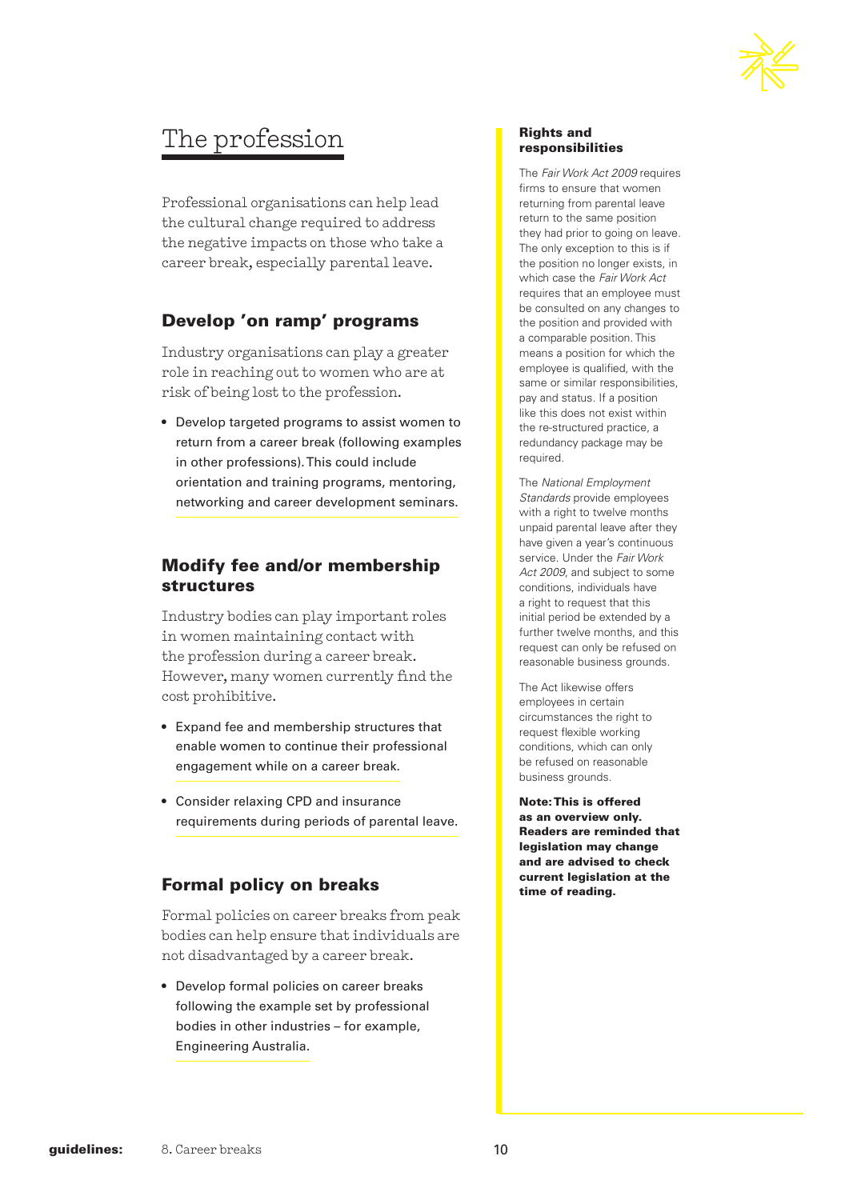# The profession

Professional organisations can help lead the cultural change required to address the negative impacts on those who take a career break, especially parental leave.

## Develop 'on ramp' programs

Industry organisations can play a greater role in reaching out to women who are at risk of being lost to the profession.

- Develop targeted programs to assist women to return from a career break (following examples in other professions). This could include orientation and training programs, mentoring, networking and career development seminars.

## Modify fee and/or membership structures

Industry bodies can play important roles in women maintaining contact with the profession during a career break. However, many women currently find the cost prohibitive.

- Expand fee and membership structures that enable women to continue their professional engagement while on a career break.
- Consider relaxing CPD and insurance requirements during periods of parental leave.

## Formal policy on breaks

Formal policies on career breaks from peak bodies can help ensure that individuals are not disadvantaged by a career break.

- Develop formal policies on career breaks following the example set by professional bodies in other industries – for example, Engineering Australia.

### Rights and responsibilities

The *Fair Work Act 2009* requires firms to ensure that women returning from parental leave return to the same position they had prior to going on leave. The only exception to this is if the position no longer exists, in which case the *Fair Work Act* requires that an employee must be consulted on any changes to the position and provided with a comparable position. This means a position for which the employee is qualified, with the same or similar responsibilities, pay and status. If a position like this does not exist within the re-structured practice, a redundancy package may be required.

The *National Employment Standards* provide employees with a right to twelve months unpaid parental leave after they have given a year's continuous service. Under the *Fair Work Act 2009*, and subject to some conditions, individuals have a right to request that this initial period be extended by a further twelve months, and this request can only be refused on reasonable business grounds.

The Act likewise offers employees in certain circumstances the right to request flexible working conditions, which can only be refused on reasonable business grounds.

**Note: This is offered as an overview only. Readers are reminded that legislation may change and are advised to check current legislation at the time of reading.**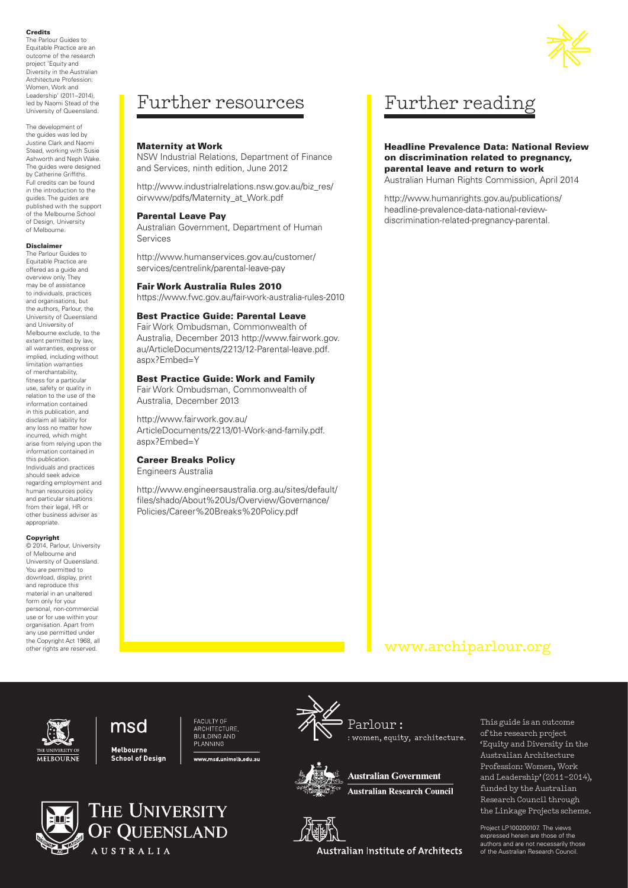**Credits**

The Parlour Guides to Equitable Practice are an outcome of the research project 'Equity and Diversity in the Australian Architecture Profession: Women, Work and Leadership' (2011–2014), led by Naomi Stead of the University of Queensland.

The development of the guides was led by Justine Clark and Naomi Stead, working with Susie Ashworth and Neph Wake. The guides were designed by Catherine Griffiths. Full credits can be found in the introduction to the guides. The guides are published with the support of the Melbourne School of Design, University of Melbourne.

**Disclaimer**

The Parlour Guides to Equitable Practice are offered as a guide and overview only. They may be of assistance to individuals, practices and organisations, but the authors, Parlour, the University of Queensland and University of Melbourne exclude, to the extent permitted by law, all warranties, express or implied, including without limitation warranties of merchantability, fitness for a particular use, safety or quality in relation to the use of the information contained in this publication, and disclaim all liability for any loss no matter how incurred, which might arise from relying upon the information contained in this publication. Individuals and practices should seek advice regarding employment and human resources policy and particular situations from their legal, HR or other business adviser as appropriate.

**Copyright**

© 2014, Parlour, University of Melbourne and University of Queensland. You are permitted to download, display, print and reproduce this material in an unaltered form only for your personal, non-commercial use or for use within your organisation. Apart from any use permitted under the Copyright Act 1968, all other rights are reserved.

# Further resources

**Maternity at Work**
NSW Industrial Relations, Department of Finance and Services, ninth edition, June 2012

http://www.industrialrelations.nsw.gov.au/biz_res/oirwww/pdfs/Maternity_at_Work.pdf

**Parental Leave Pay**
Australian Government, Department of Human Services

http://www.humanservices.gov.au/customer/services/centrelink/parental-leave-pay

**Fair Work Australia Rules 2010**
https://www.fwc.gov.au/fair-work-australia-rules-2010

**Best Practice Guide: Parental Leave**
Fair Work Ombudsman, Commonwealth of Australia, December 2013 http://www.fairwork.gov.au/ArticleDocuments/2213/12-Parental-leave.pdf.aspx?Embed=Y

**Best Practice Guide: Work and Family**
Fair Work Ombudsman, Commonwealth of Australia, December 2013

http://www.fairwork.gov.au/ArticleDocuments/2213/01-Work-and-family.pdf.aspx?Embed=Y

**Career Breaks Policy**
Engineers Australia

http://www.engineersaustralia.org.au/sites/default/files/shado/About%20Us/Overview/Governance/Policies/Career%20Breaks%20Policy.pdf

# Further reading

**Headline Prevalence Data: National Review on discrimination related to pregnancy, parental leave and return to work**
Australian Human Rights Commission, April 2014

http://www.humanrights.gov.au/publications/headline-prevalence-data-national-review-discrimination-related-pregnancy-parental.

www.archiparlour.org

The University of Melbourne

msd Melbourne School of Design

Faculty of Architecture, Building and Planning

www.msd.unimelb.edu.au

The University of Queensland Australia

Parlour : : women, equity, architecture.

Australian Government
Australian Research Council

Australian Institute of Architects

This guide is an outcome of the research project 'Equity and Diversity in the Australian Architecture Profession: Women, Work and Leadership' (2011–2014), funded by the Australian Research Council through the Linkage Projects scheme.

Project LP100200107. The views expressed herein are those of the authors and are not necessarily those of the Australian Research Council.